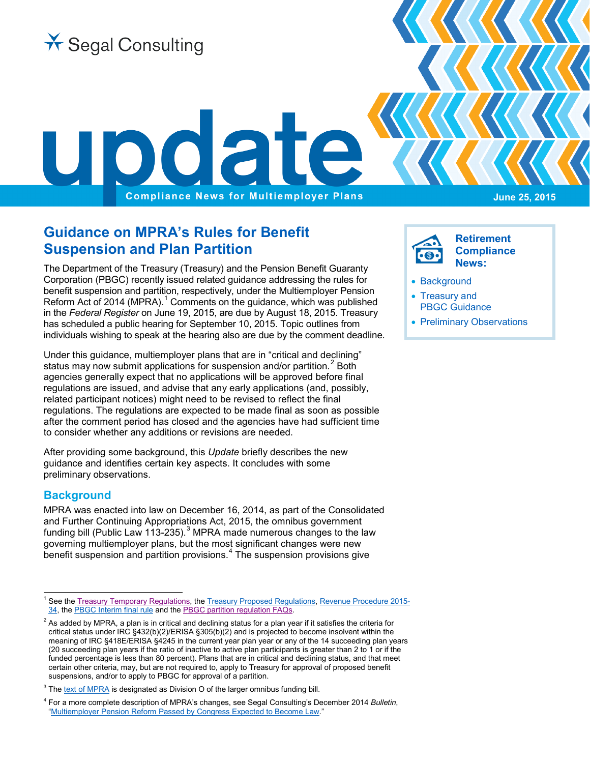Segal Consulting

# update

**Compliance News for Multiemployer Plans**

June 25, 2015

## Guidance on MPRA's Rules for Benefit Suspension and Plan Partition

The Department of the Treasury (Treasury) and the Pension Benefit Guaranty Corporation (PBGC) recently issued related guidance addressing the rules for benefit suspension and partition, respectively, under the Multiemployer Pension Reform Act of 2014 (MPRA).[1] Comments on the guidance, which was published in the *Federal Register* on June 19, 2015, are due by August 18, 2015. Treasury has scheduled a public hearing for September 10, 2015. Topic outlines from individuals wishing to speak at the hearing also are due by the comment deadline.

Under this guidance, multiemployer plans that are in "critical and declining" status may now submit applications for suspension and/or partition.[2] Both agencies generally expect that no applications will be approved before final regulations are issued, and advise that any early applications (and, possibly, related participant notices) might need to be revised to reflect the final regulations. The regulations are expected to be made final as soon as possible after the comment period has closed and the agencies have had sufficient time to consider whether any additions or revisions are needed.

After providing some background, this *Update* briefly describes the new guidance and identifies certain key aspects. It concludes with some preliminary observations.

**Retirement Compliance News:**

- Background
- Treasury and PBGC Guidance
- Preliminary Observations

### Background

MPRA was enacted into law on December 16, 2014, as part of the Consolidated and Further Continuing Appropriations Act, 2015, the omnibus government funding bill (Public Law 113-235).[3] MPRA made numerous changes to the law governing multiemployer plans, but the most significant changes were new benefit suspension and partition provisions.[4] The suspension provisions give

---

[1] See the Treasury Temporary Regulations, the Treasury Proposed Regulations, Revenue Procedure 2015-34, the PBGC Interim final rule and the PBGC partition regulation FAQs.

[2] As added by MPRA, a plan is in critical and declining status for a plan year if it satisfies the criteria for critical status under IRC §432(b)(2)/ERISA §305(b)(2) and is projected to become insolvent within the meaning of IRC §418E/ERISA §4245 in the current year plan year or any of the 14 succeeding plan years (20 succeeding plan years if the ratio of inactive to active plan participants is greater than 2 to 1 or if the funded percentage is less than 80 percent). Plans that are in critical and declining status, and that meet certain other criteria, may, but are not required to, apply to Treasury for approval of proposed benefit suspensions, and/or to apply to PBGC for approval of a partition.

[3] The text of MPRA is designated as Division O of the larger omnibus funding bill.

[4] For a more complete description of MPRA's changes, see Segal Consulting's December 2014 *Bulletin*, "Multiemployer Pension Reform Passed by Congress Expected to Become Law."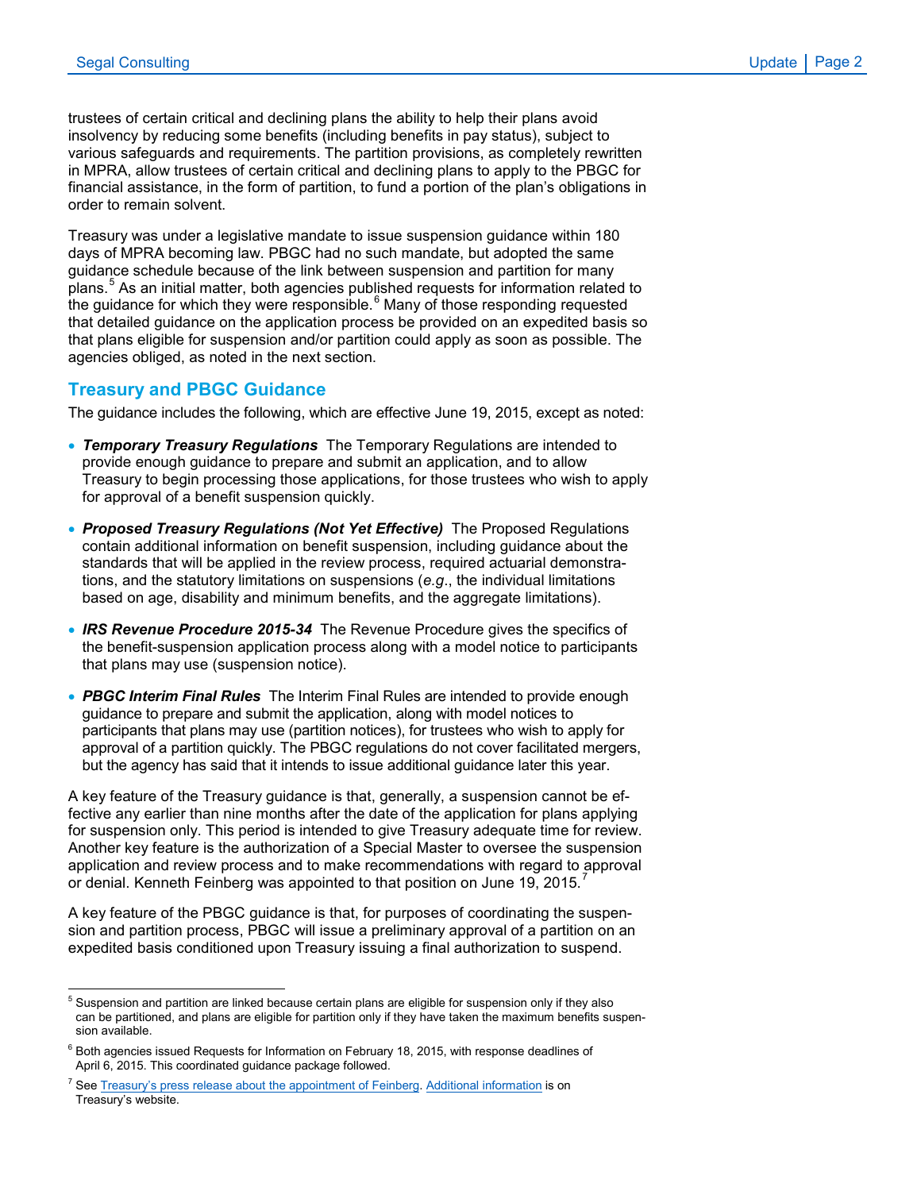trustees of certain critical and declining plans the ability to help their plans avoid insolvency by reducing some benefits (including benefits in pay status), subject to various safeguards and requirements. The partition provisions, as completely rewritten in MPRA, allow trustees of certain critical and declining plans to apply to the PBGC for financial assistance, in the form of partition, to fund a portion of the plan's obligations in order to remain solvent.

Treasury was under a legislative mandate to issue suspension guidance within 180 days of MPRA becoming law. PBGC had no such mandate, but adopted the same guidance schedule because of the link between suspension and partition for many plans.[5] As an initial matter, both agencies published requests for information related to the guidance for which they were responsible.[6] Many of those responding requested that detailed guidance on the application process be provided on an expedited basis so that plans eligible for suspension and/or partition could apply as soon as possible. The agencies obliged, as noted in the next section.

## Treasury and PBGC Guidance

The guidance includes the following, which are effective June 19, 2015, except as noted:

- ***Temporary Treasury Regulations*** The Temporary Regulations are intended to provide enough guidance to prepare and submit an application, and to allow Treasury to begin processing those applications, for those trustees who wish to apply for approval of a benefit suspension quickly.
- ***Proposed Treasury Regulations (Not Yet Effective)*** The Proposed Regulations contain additional information on benefit suspension, including guidance about the standards that will be applied in the review process, required actuarial demonstrations, and the statutory limitations on suspensions (*e.g.*, the individual limitations based on age, disability and minimum benefits, and the aggregate limitations).
- ***IRS Revenue Procedure 2015-34*** The Revenue Procedure gives the specifics of the benefit-suspension application process along with a model notice to participants that plans may use (suspension notice).
- ***PBGC Interim Final Rules*** The Interim Final Rules are intended to provide enough guidance to prepare and submit the application, along with model notices to participants that plans may use (partition notices), for trustees who wish to apply for approval of a partition quickly. The PBGC regulations do not cover facilitated mergers, but the agency has said that it intends to issue additional guidance later this year.

A key feature of the Treasury guidance is that, generally, a suspension cannot be effective any earlier than nine months after the date of the application for plans applying for suspension only. This period is intended to give Treasury adequate time for review. Another key feature is the authorization of a Special Master to oversee the suspension application and review process and to make recommendations with regard to approval or denial. Kenneth Feinberg was appointed to that position on June 19, 2015.[7]

A key feature of the PBGC guidance is that, for purposes of coordinating the suspension and partition process, PBGC will issue a preliminary approval of a partition on an expedited basis conditioned upon Treasury issuing a final authorization to suspend.

---

[5] Suspension and partition are linked because certain plans are eligible for suspension only if they also can be partitioned, and plans are eligible for partition only if they have taken the maximum benefits suspension available.

[6] Both agencies issued Requests for Information on February 18, 2015, with response deadlines of April 6, 2015. This coordinated guidance package followed.

[7] See Treasury's press release about the appointment of Feinberg. Additional information is on Treasury's website.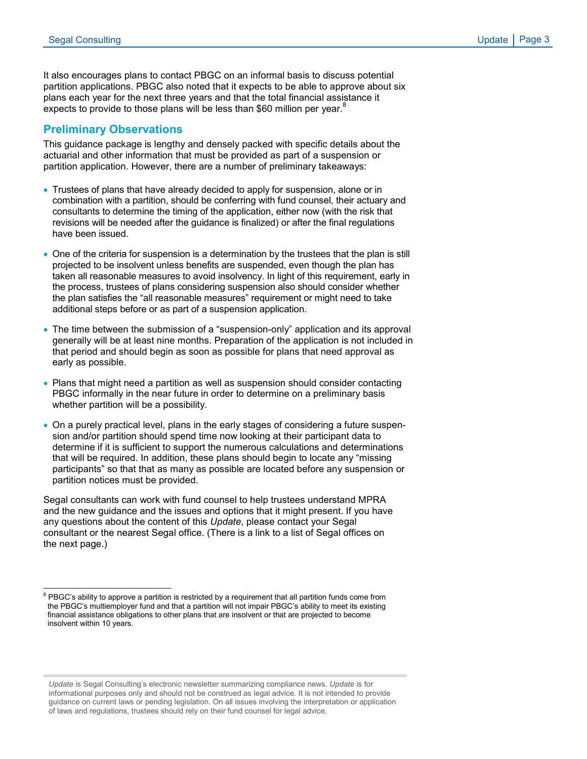It also encourages plans to contact PBGC on an informal basis to discuss potential partition applications. PBGC also noted that it expects to be able to approve about six plans each year for the next three years and that the total financial assistance it expects to provide to those plans will be less than $60 million per year.[8]

## Preliminary Observations

This guidance package is lengthy and densely packed with specific details about the actuarial and other information that must be provided as part of a suspension or partition application. However, there are a number of preliminary takeaways:

- Trustees of plans that have already decided to apply for suspension, alone or in combination with a partition, should be conferring with fund counsel, their actuary and consultants to determine the timing of the application, either now (with the risk that revisions will be needed after the guidance is finalized) or after the final regulations have been issued.

- One of the criteria for suspension is a determination by the trustees that the plan is still projected to be insolvent unless benefits are suspended, even though the plan has taken all reasonable measures to avoid insolvency. In light of this requirement, early in the process, trustees of plans considering suspension also should consider whether the plan satisfies the "all reasonable measures" requirement or might need to take additional steps before or as part of a suspension application.

- The time between the submission of a "suspension-only" application and its approval generally will be at least nine months. Preparation of the application is not included in that period and should begin as soon as possible for plans that need approval as early as possible.

- Plans that might need a partition as well as suspension should consider contacting PBGC informally in the near future in order to determine on a preliminary basis whether partition will be a possibility.

- On a purely practical level, plans in the early stages of considering a future suspension and/or partition should spend time now looking at their participant data to determine if it is sufficient to support the numerous calculations and determinations that will be required. In addition, these plans should begin to locate any "missing participants" so that that as many as possible are located before any suspension or partition notices must be provided.

Segal consultants can work with fund counsel to help trustees understand MPRA and the new guidance and the issues and options that it might present. If you have any questions about the content of this *Update*, please contact your Segal consultant or the nearest Segal office. (There is a link to a list of Segal offices on the next page.)

---

[8] PBGC's ability to approve a partition is restricted by a requirement that all partition funds come from the PBGC's multiemployer fund and that a partition will not impair PBGC's ability to meet its existing financial assistance obligations to other plans that are insolvent or that are projected to become insolvent within 10 years.

---

*Update* is Segal Consulting's electronic newsletter summarizing compliance news. *Update* is for informational purposes only and should not be construed as legal advice. It is not intended to provide guidance on current laws or pending legislation. On all issues involving the interpretation or application of laws and regulations, trustees should rely on their fund counsel for legal advice.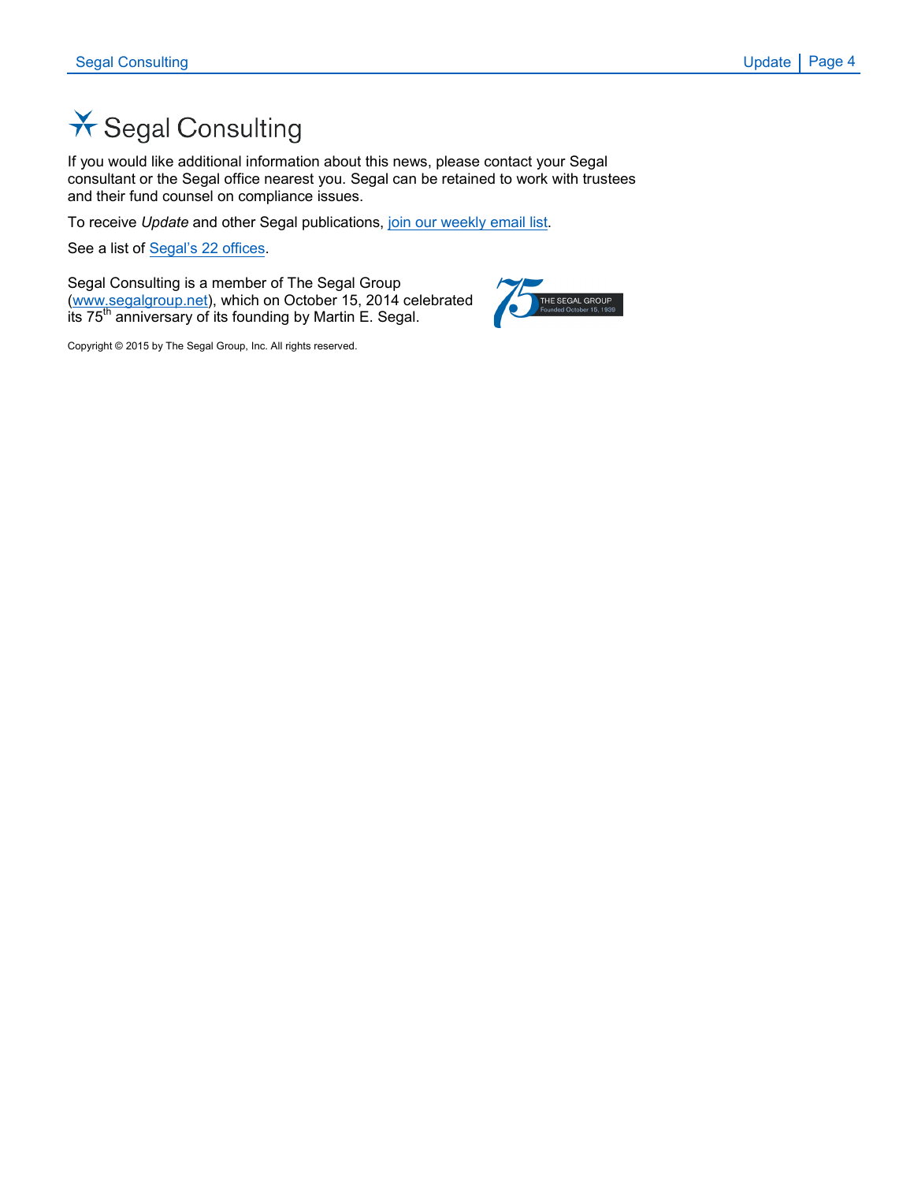# Segal Consulting

If you would like additional information about this news, please contact your Segal consultant or the Segal office nearest you. Segal can be retained to work with trustees and their fund counsel on compliance issues.

To receive *Update* and other Segal publications, join our weekly email list.

See a list of Segal's 22 offices.

Segal Consulting is a member of The Segal Group (www.segalgroup.net), which on October 15, 2014 celebrated its 75th anniversary of its founding by Martin E. Segal.

Copyright © 2015 by The Segal Group, Inc. All rights reserved.